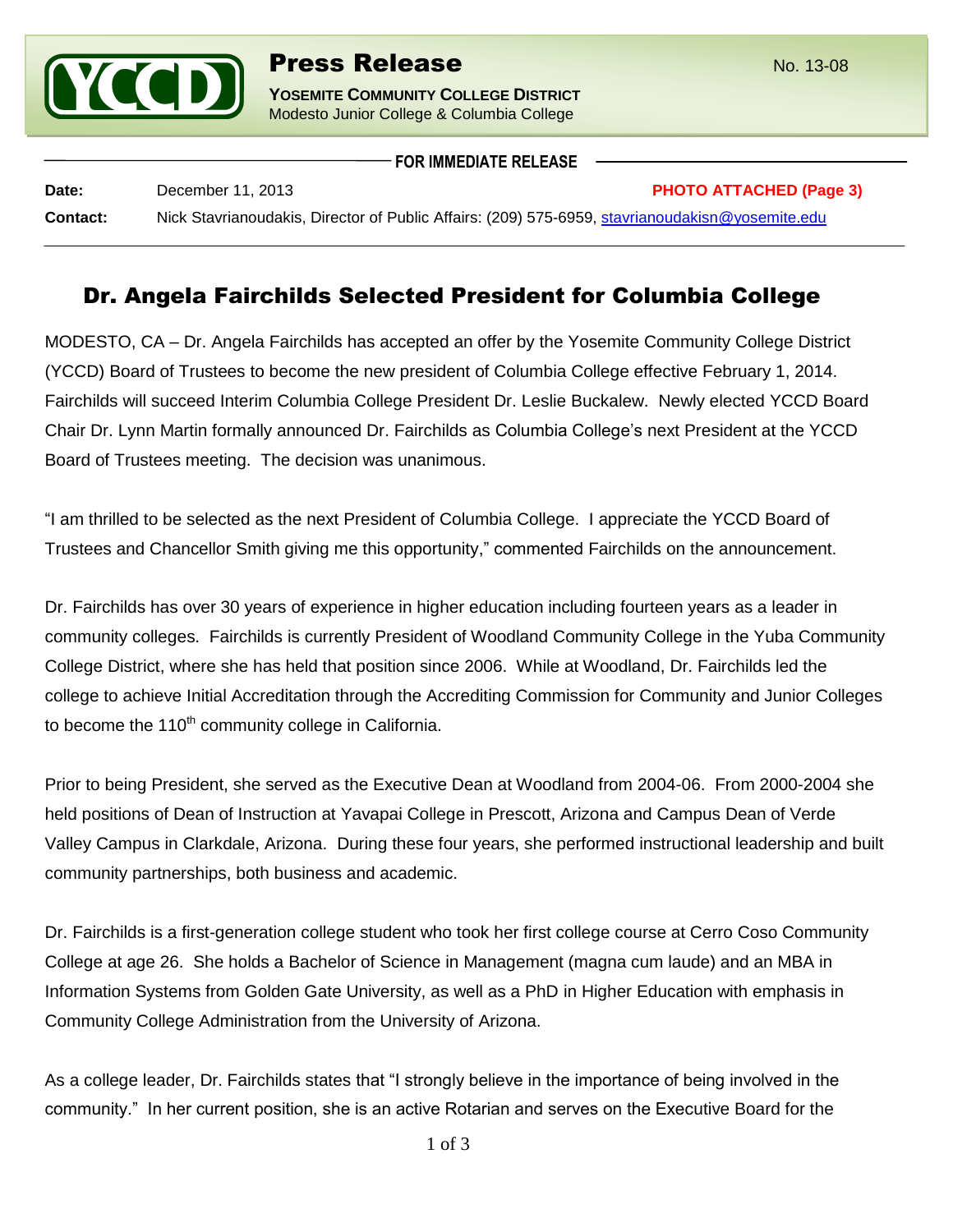**Press Release** No. 13-08

**YOSEMITE COMMUNITY COLLEGE DISTRICT**
Modesto Junior College & Columbia College

**FOR IMMEDIATE RELEASE**

**Date:** December 11, 2013 **PHOTO ATTACHED (Page 3)**

**Contact:** Nick Stavrianoudakis, Director of Public Affairs: (209) 575-6959, stavrianoudakisn@yosemite.edu

# Dr. Angela Fairchilds Selected President for Columbia College

MODESTO, CA – Dr. Angela Fairchilds has accepted an offer by the Yosemite Community College District (YCCD) Board of Trustees to become the new president of Columbia College effective February 1, 2014. Fairchilds will succeed Interim Columbia College President Dr. Leslie Buckalew. Newly elected YCCD Board Chair Dr. Lynn Martin formally announced Dr. Fairchilds as Columbia College's next President at the YCCD Board of Trustees meeting. The decision was unanimous.

"I am thrilled to be selected as the next President of Columbia College. I appreciate the YCCD Board of Trustees and Chancellor Smith giving me this opportunity," commented Fairchilds on the announcement.

Dr. Fairchilds has over 30 years of experience in higher education including fourteen years as a leader in community colleges. Fairchilds is currently President of Woodland Community College in the Yuba Community College District, where she has held that position since 2006. While at Woodland, Dr. Fairchilds led the college to achieve Initial Accreditation through the Accrediting Commission for Community and Junior Colleges to become the 110th community college in California.

Prior to being President, she served as the Executive Dean at Woodland from 2004-06. From 2000-2004 she held positions of Dean of Instruction at Yavapai College in Prescott, Arizona and Campus Dean of Verde Valley Campus in Clarkdale, Arizona. During these four years, she performed instructional leadership and built community partnerships, both business and academic.

Dr. Fairchilds is a first-generation college student who took her first college course at Cerro Coso Community College at age 26. She holds a Bachelor of Science in Management (magna cum laude) and an MBA in Information Systems from Golden Gate University, as well as a PhD in Higher Education with emphasis in Community College Administration from the University of Arizona.

As a college leader, Dr. Fairchilds states that "I strongly believe in the importance of being involved in the community." In her current position, she is an active Rotarian and serves on the Executive Board for the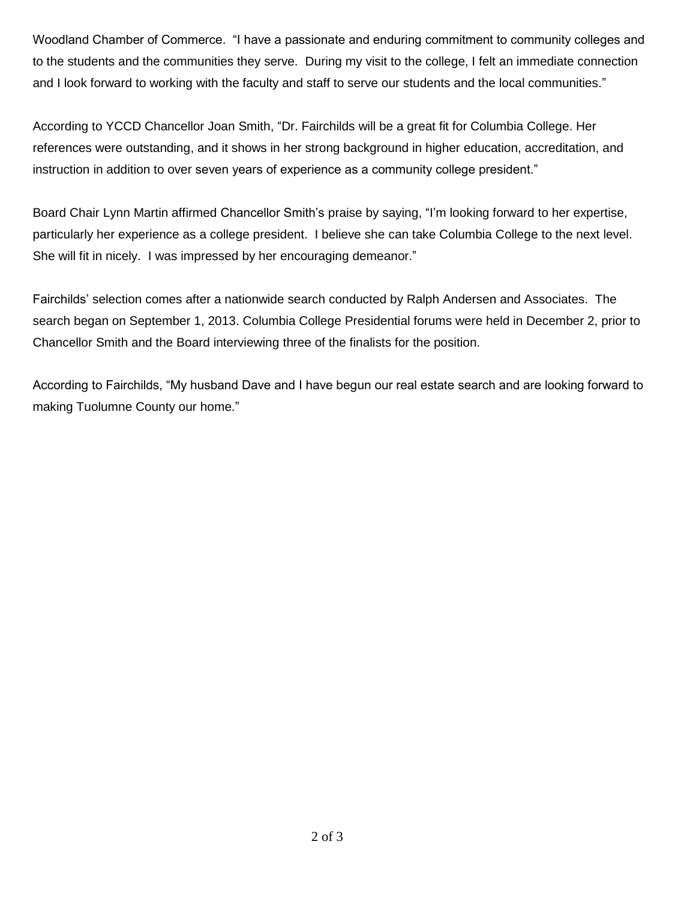Woodland Chamber of Commerce.  "I have a passionate and enduring commitment to community colleges and to the students and the communities they serve.  During my visit to the college, I felt an immediate connection and I look forward to working with the faculty and staff to serve our students and the local communities."

According to YCCD Chancellor Joan Smith, "Dr. Fairchilds will be a great fit for Columbia College. Her references were outstanding, and it shows in her strong background in higher education, accreditation, and instruction in addition to over seven years of experience as a community college president."

Board Chair Lynn Martin affirmed Chancellor Smith's praise by saying, "I'm looking forward to her expertise, particularly her experience as a college president.  I believe she can take Columbia College to the next level. She will fit in nicely.  I was impressed by her encouraging demeanor."

Fairchilds' selection comes after a nationwide search conducted by Ralph Andersen and Associates.  The search began on September 1, 2013. Columbia College Presidential forums were held in December 2, prior to Chancellor Smith and the Board interviewing three of the finalists for the position.

According to Fairchilds, "My husband Dave and I have begun our real estate search and are looking forward to making Tuolumne County our home."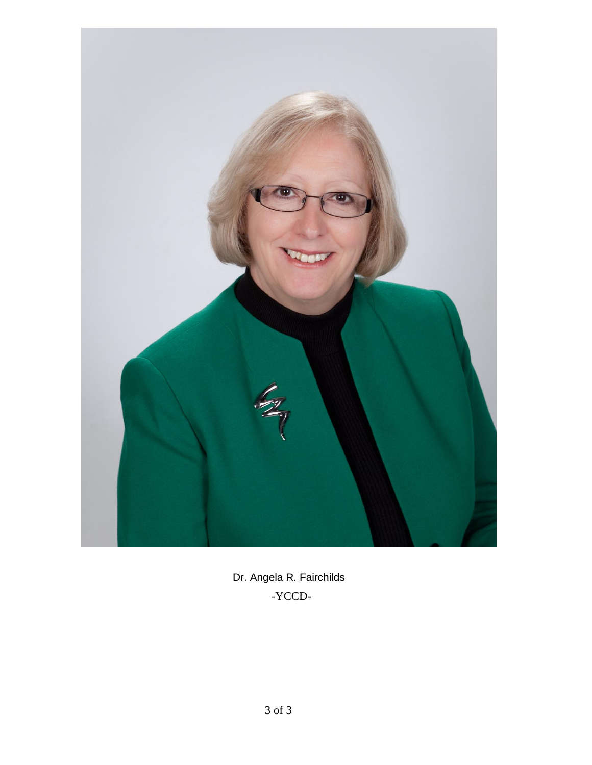Dr. Angela R. Fairchilds

-YCCD-